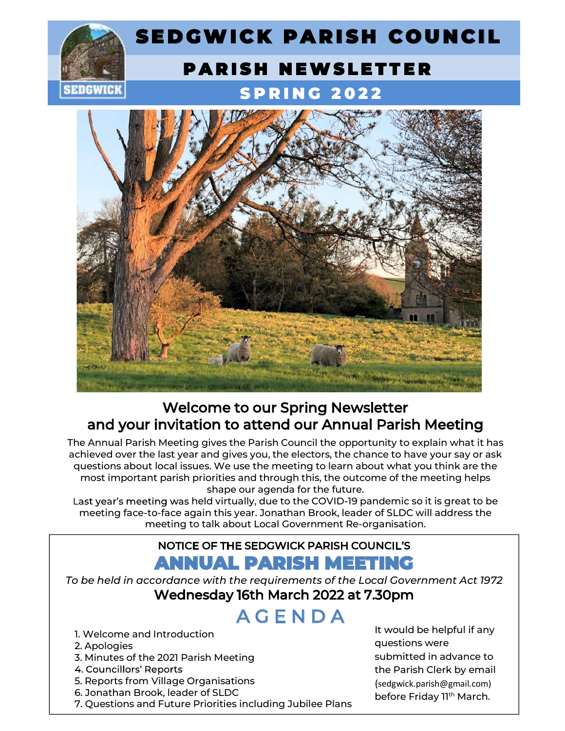# SEDGWICK PARISH COUNCIL

## PARISH NEWSLETTER

## SPRING 2022

## Welcome to our Spring Newsletter and your invitation to attend our Annual Parish Meeting

The Annual Parish Meeting gives the Parish Council the opportunity to explain what it has achieved over the last year and gives you, the electors, the chance to have your say or ask questions about local issues. We use the meeting to learn about what you think are the most important parish priorities and through this, the outcome of the meeting helps shape our agenda for the future.

Last year's meeting was held virtually, due to the COVID-19 pandemic so it is great to be meeting face-to-face again this year. Jonathan Brook, leader of SLDC will address the meeting to talk about Local Government Re-organisation.

---

NOTICE OF THE SEDGWICK PARISH COUNCIL'S

## ANNUAL PARISH MEETING

*To be held in accordance with the requirements of the Local Government Act 1972*

**Wednesday 16th March 2022 at 7.30pm**

## AGENDA

1. Welcome and Introduction
2. Apologies
3. Minutes of the 2021 Parish Meeting
4. Councillors' Reports
5. Reports from Village Organisations
6. Jonathan Brook, leader of SLDC
7. Questions and Future Priorities including Jubilee Plans

It would be helpful if any questions were submitted in advance to the Parish Clerk by email (sedgwick.parish@gmail.com) before Friday 11th March.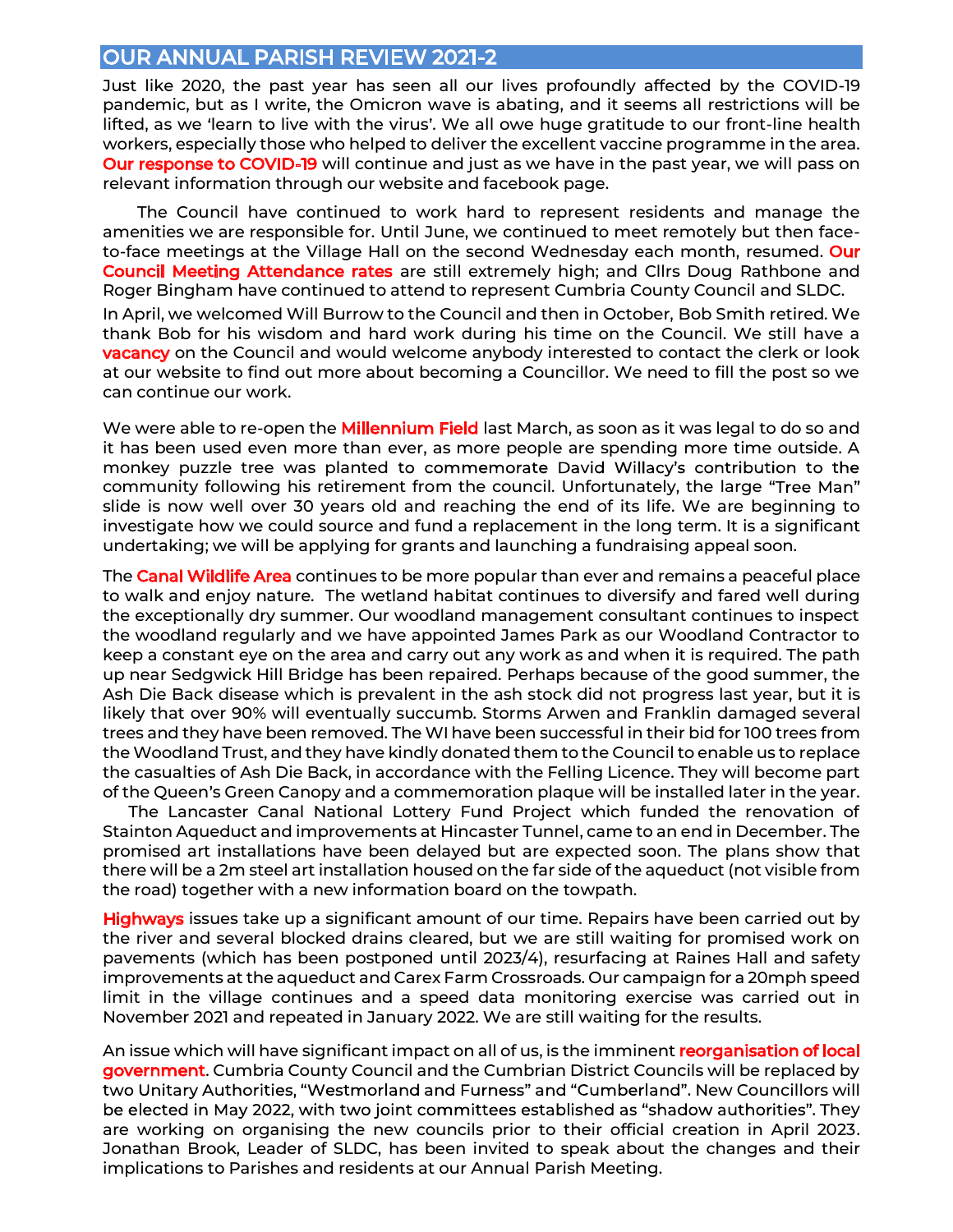## OUR ANNUAL PARISH REVIEW 2021-2

Just like 2020, the past year has seen all our lives profoundly affected by the COVID-19 pandemic, but as I write, the Omicron wave is abating, and it seems all restrictions will be lifted, as we 'learn to live with the virus'. We all owe huge gratitude to our front-line health workers, especially those who helped to deliver the excellent vaccine programme in the area. **Our response to COVID-19** will continue and just as we have in the past year, we will pass on relevant information through our website and facebook page.

The Council have continued to work hard to represent residents and manage the amenities we are responsible for. Until June, we continued to meet remotely but then face-to-face meetings at the Village Hall on the second Wednesday each month, resumed. **Our Council Meeting Attendance rates** are still extremely high; and Cllrs Doug Rathbone and Roger Bingham have continued to attend to represent Cumbria County Council and SLDC.

In April, we welcomed Will Burrow to the Council and then in October, Bob Smith retired. We thank Bob for his wisdom and hard work during his time on the Council. We still have a **vacancy** on the Council and would welcome anybody interested to contact the clerk or look at our website to find out more about becoming a Councillor. We need to fill the post so we can continue our work.

We were able to re-open the **Millennium Field** last March, as soon as it was legal to do so and it has been used even more than ever, as more people are spending more time outside. A monkey puzzle tree was planted to commemorate David Willacy's contribution to the community following his retirement from the council. Unfortunately, the large "Tree Man" slide is now well over 30 years old and reaching the end of its life. We are beginning to investigate how we could source and fund a replacement in the long term. It is a significant undertaking; we will be applying for grants and launching a fundraising appeal soon.

The **Canal Wildlife Area** continues to be more popular than ever and remains a peaceful place to walk and enjoy nature. The wetland habitat continues to diversify and fared well during the exceptionally dry summer. Our woodland management consultant continues to inspect the woodland regularly and we have appointed James Park as our Woodland Contractor to keep a constant eye on the area and carry out any work as and when it is required. The path up near Sedgwick Hill Bridge has been repaired. Perhaps because of the good summer, the Ash Die Back disease which is prevalent in the ash stock did not progress last year, but it is likely that over 90% will eventually succumb. Storms Arwen and Franklin damaged several trees and they have been removed. The WI have been successful in their bid for 100 trees from the Woodland Trust, and they have kindly donated them to the Council to enable us to replace the casualties of Ash Die Back, in accordance with the Felling Licence. They will become part of the Queen's Green Canopy and a commemoration plaque will be installed later in the year.

The Lancaster Canal National Lottery Fund Project which funded the renovation of Stainton Aqueduct and improvements at Hincaster Tunnel, came to an end in December. The promised art installations have been delayed but are expected soon. The plans show that there will be a 2m steel art installation housed on the far side of the aqueduct (not visible from the road) together with a new information board on the towpath.

**Highways** issues take up a significant amount of our time. Repairs have been carried out by the river and several blocked drains cleared, but we are still waiting for promised work on pavements (which has been postponed until 2023/4), resurfacing at Raines Hall and safety improvements at the aqueduct and Carex Farm Crossroads. Our campaign for a 20mph speed limit in the village continues and a speed data monitoring exercise was carried out in November 2021 and repeated in January 2022. We are still waiting for the results.

An issue which will have significant impact on all of us, is the imminent **reorganisation of local government**. Cumbria County Council and the Cumbrian District Councils will be replaced by two Unitary Authorities, "Westmorland and Furness" and "Cumberland". New Councillors will be elected in May 2022, with two joint committees established as "shadow authorities". They are working on organising the new councils prior to their official creation in April 2023. Jonathan Brook, Leader of SLDC, has been invited to speak about the changes and their implications to Parishes and residents at our Annual Parish Meeting.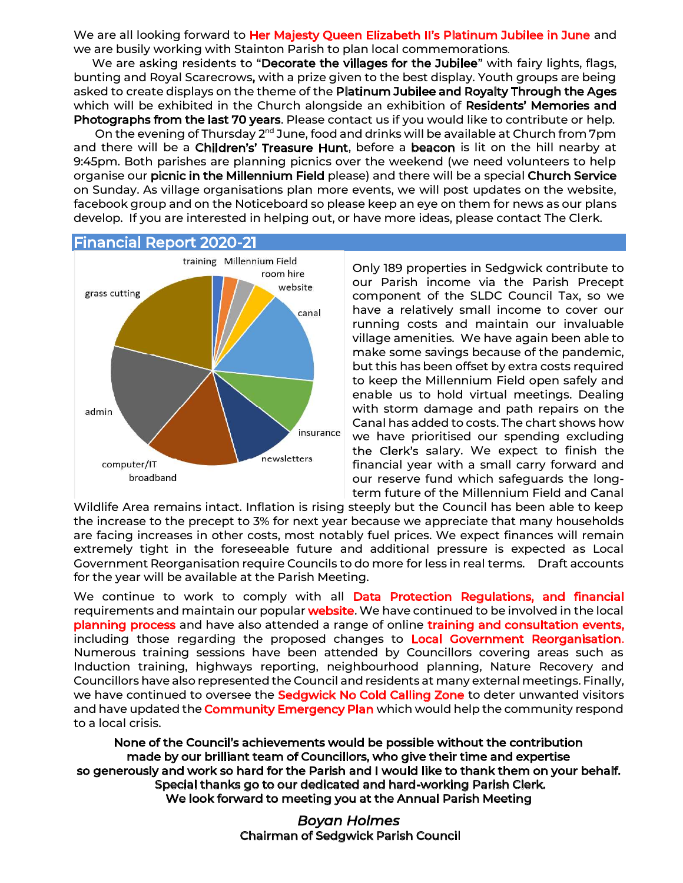We are all looking forward to **Her Majesty Queen Elizabeth II's Platinum Jubilee in June** and we are busily working with Stainton Parish to plan local commemorations.

We are asking residents to "**Decorate the villages for the Jubilee**" with fairy lights, flags, bunting and Royal Scarecrows, with a prize given to the best display. Youth groups are being asked to create displays on the theme of the **Platinum Jubilee and Royalty Through the Ages** which will be exhibited in the Church alongside an exhibition of **Residents' Memories and Photographs from the last 70 years**. Please contact us if you would like to contribute or help.

On the evening of Thursday 2nd June, food and drinks will be available at Church from 7pm and there will be a **Children's' Treasure Hunt**, before a **beacon** is lit on the hill nearby at 9:45pm. Both parishes are planning picnics over the weekend (we need volunteers to help organise our **picnic in the Millennium Field** please) and there will be a special **Church Service** on Sunday. As village organisations plan more events, we will post updates on the website, facebook group and on the Noticeboard so please keep an eye on them for news as our plans develop. If you are interested in helping out, or have more ideas, please contact The Clerk.

## Financial Report 2020-21

training, Millennium Field, room hire, website, canal, insurance, newsletters, computer/IT broadband, admin, grass cutting

Only 189 properties in Sedgwick contribute to our Parish income via the Parish Precept component of the SLDC Council Tax, so we have a relatively small income to cover our running costs and maintain our invaluable village amenities. We have again been able to make some savings because of the pandemic, but this has been offset by extra costs required to keep the Millennium Field open safely and enable us to hold virtual meetings. Dealing with storm damage and path repairs on the Canal has added to costs. The chart shows how we have prioritised our spending excluding the Clerk's salary. We expect to finish the financial year with a small carry forward and our reserve fund which safeguards the long-term future of the Millennium Field and Canal Wildlife Area remains intact. Inflation is rising steeply but the Council has been able to keep the increase to the precept to 3% for next year because we appreciate that many households are facing increases in other costs, most notably fuel prices. We expect finances will remain extremely tight in the foreseeable future and additional pressure is expected as Local Government Reorganisation require Councils to do more for less in real terms. Draft accounts for the year will be available at the Parish Meeting.

We continue to work to comply with all **Data Protection Regulations, and financial** requirements and maintain our popular **website**. We have continued to be involved in the local **planning process** and have also attended a range of online **training and consultation events,** including those regarding the proposed changes to **Local Government Reorganisation**. Numerous training sessions have been attended by Councillors covering areas such as Induction training, highways reporting, neighbourhood planning, Nature Recovery and Councillors have also represented the Council and residents at many external meetings. Finally, we have continued to oversee the **Sedgwick No Cold Calling Zone** to deter unwanted visitors and have updated the **Community Emergency Plan** which would help the community respond to a local crisis.

**None of the Council's achievements would be possible without the contribution made by our brilliant team of Councillors, who give their time and expertise so generously and work so hard for the Parish and I would like to thank them on your behalf. Special thanks go to our dedicated and hard-working Parish Clerk. We look forward to meeting you at the Annual Parish Meeting**

*Boyan Holmes*

**Chairman of Sedgwick Parish Council**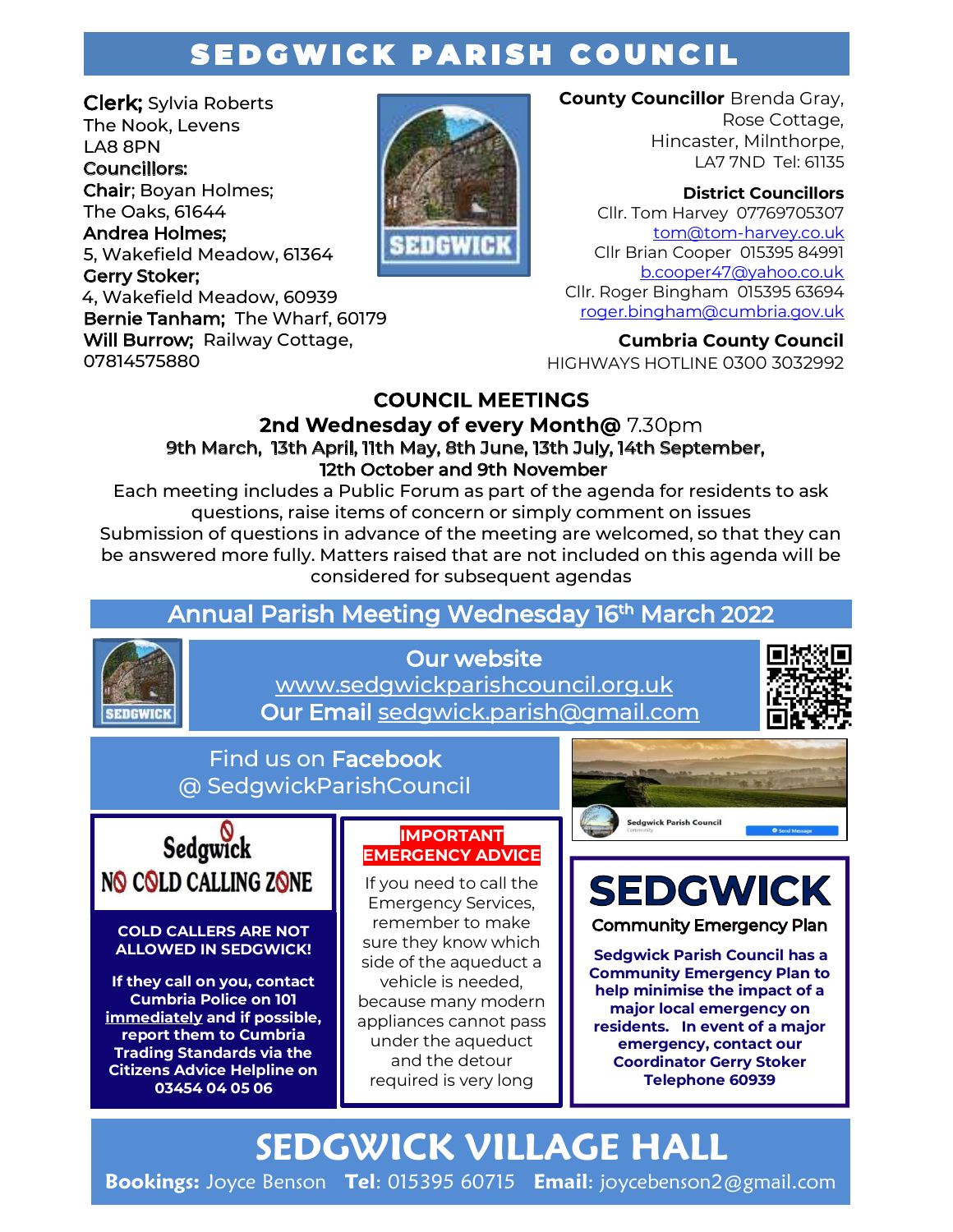# SEDGWICK PARISH COUNCIL

**Clerk;** Sylvia Roberts
The Nook, Levens
LA8 8PN

**Councillors:**

**Chair**; Boyan Holmes;
The Oaks, 61644

**Andrea Holmes;**
5, Wakefield Meadow, 61364

**Gerry Stoker;**
4, Wakefield Meadow, 60939

**Bernie Tanham;** The Wharf, 60179

**Will Burrow;** Railway Cottage,
07814575880

SEDGWICK

**County Councillor** Brenda Gray,
Rose Cottage,
Hincaster, Milnthorpe,
LA7 7ND Tel: 61135

**District Councillors**

Cllr. Tom Harvey 07769705307
tom@tom-harvey.co.uk

Cllr Brian Cooper 015395 84991
b.cooper47@yahoo.co.uk

Cllr. Roger Bingham 015395 63694
roger.bingham@cumbria.gov.uk

**Cumbria County Council**
HIGHWAYS HOTLINE 0300 3032992

## COUNCIL MEETINGS

**2nd Wednesday of every Month@** 7.30pm

**9th March, 13th April, 11th May, 8th June, 13th July, 14th September, 12th October and 9th November**

Each meeting includes a Public Forum as part of the agenda for residents to ask questions, raise items of concern or simply comment on issues

Submission of questions in advance of the meeting are welcomed, so that they can be answered more fully. Matters raised that are not included on this agenda will be considered for subsequent agendas

## Annual Parish Meeting Wednesday 16th March 2022

SEDGWICK

**Our website**
www.sedgwickparishcouncil.org.uk
**Our Email** sedgwick.parish@gmail.com

Find us on **Facebook**
@ SedgwickParishCouncil

Sedgwick Parish Council

**Sedgwick**
**NO COLD CALLING ZONE**

**COLD CALLERS ARE NOT ALLOWED IN SEDGWICK!**

**If they call on you, contact Cumbria Police on 101 immediately and if possible, report them to Cumbria Trading Standards via the Citizens Advice Helpline on 03454 04 05 06**

**IMPORTANT EMERGENCY ADVICE**

If you need to call the Emergency Services, remember to make sure they know which side of the aqueduct a vehicle is needed, because many modern appliances cannot pass under the aqueduct and the detour required is very long

**SEDGWICK**

**Community Emergency Plan**

**Sedgwick Parish Council has a Community Emergency Plan to help minimise the impact of a major local emergency on residents. In event of a major emergency, contact our Coordinator Gerry Stoker Telephone 60939**

## SEDGWICK VILLAGE HALL

**Bookings:** Joyce Benson **Tel**: 015395 60715 **Email**: joycebenson2@gmail.com